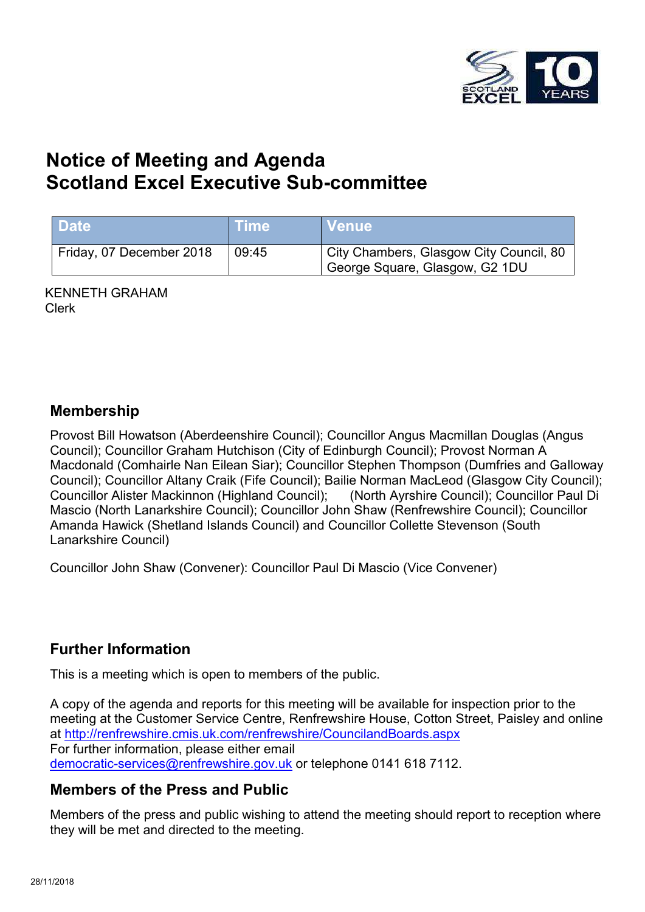# Notice of Meeting and Agenda
# Scotland Excel Executive Sub-committee

| Date | Time | Venue |
|---|---|---|
| Friday, 07 December 2018 | 09:45 | City Chambers, Glasgow City Council, 80 George Square, Glasgow, G2 1DU |

KENNETH GRAHAM
Clerk

## Membership

Provost Bill Howatson (Aberdeenshire Council); Councillor Angus Macmillan Douglas (Angus Council); Councillor Graham Hutchison (City of Edinburgh Council); Provost Norman A Macdonald (Comhairle Nan Eilean Siar); Councillor Stephen Thompson (Dumfries and Galloway Council); Councillor Altany Craik (Fife Council); Bailie Norman MacLeod (Glasgow City Council); Councillor Alister Mackinnon (Highland Council); (North Ayrshire Council); Councillor Paul Di Mascio (North Lanarkshire Council); Councillor John Shaw (Renfrewshire Council); Councillor Amanda Hawick (Shetland Islands Council) and Councillor Collette Stevenson (South Lanarkshire Council)

Councillor John Shaw (Convener): Councillor Paul Di Mascio (Vice Convener)

## Further Information

This is a meeting which is open to members of the public.

A copy of the agenda and reports for this meeting will be available for inspection prior to the meeting at the Customer Service Centre, Renfrewshire House, Cotton Street, Paisley and online at http://renfrewshire.cmis.uk.com/renfrewshire/CouncilandBoards.aspx
For further information, please either email democratic-services@renfrewshire.gov.uk or telephone 0141 618 7112.

## Members of the Press and Public

Members of the press and public wishing to attend the meeting should report to reception where they will be met and directed to the meeting.

28/11/2018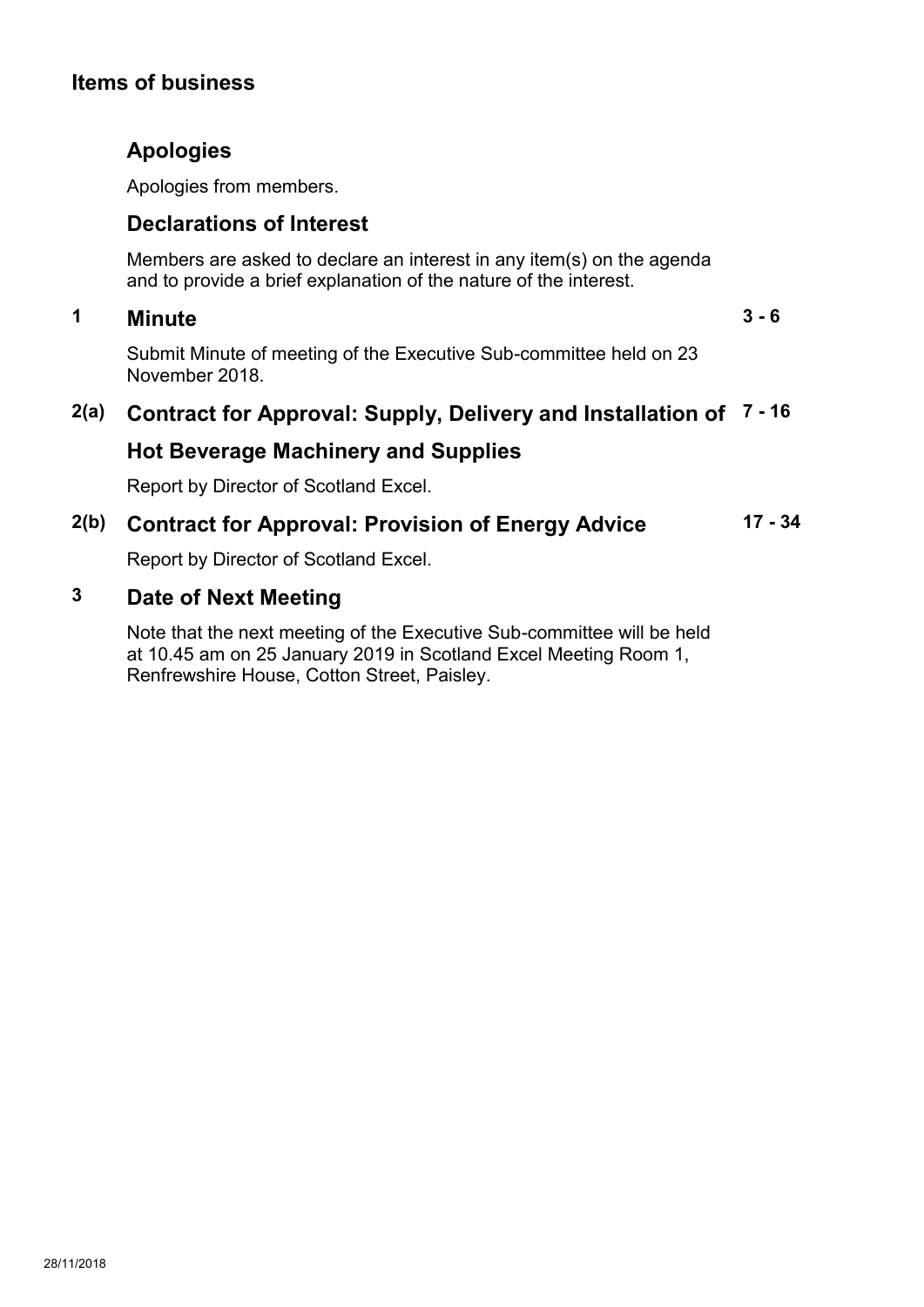## Items of business

### Apologies

Apologies from members.

### Declarations of Interest

Members are asked to declare an interest in any item(s) on the agenda and to provide a brief explanation of the nature of the interest.

### 1 Minute — 3 - 6

Submit Minute of meeting of the Executive Sub-committee held on 23 November 2018.

### 2(a) Contract for Approval: Supply, Delivery and Installation of Hot Beverage Machinery and Supplies — 7 - 16

Report by Director of Scotland Excel.

### 2(b) Contract for Approval: Provision of Energy Advice — 17 - 34

Report by Director of Scotland Excel.

### 3 Date of Next Meeting

Note that the next meeting of the Executive Sub-committee will be held at 10.45 am on 25 January 2019 in Scotland Excel Meeting Room 1, Renfrewshire House, Cotton Street, Paisley.

28/11/2018